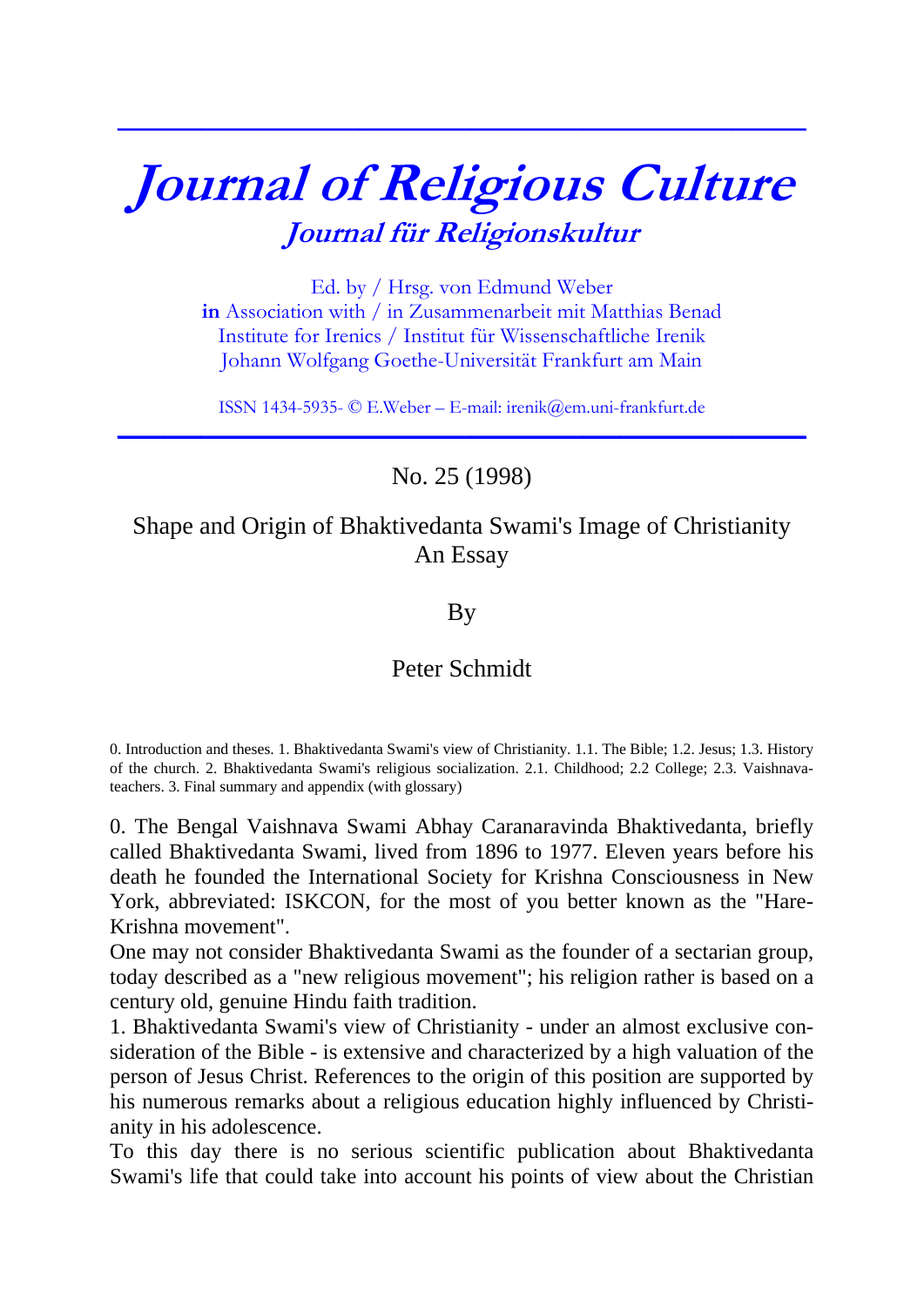# Journal of Religious Culture

## Journal für Religionskultur

Ed. by / Hrsg. von Edmund Weber
**in** Association with / in Zusammenarbeit mit Matthias Benad
Institute for Irenics / Institut für Wissenschaftliche Irenik
Johann Wolfgang Goethe-Universität Frankfurt am Main

ISSN 1434-5935- © E.Weber – E-mail: irenik@em.uni-frankfurt.de

No. 25 (1998)

# Shape and Origin of Bhaktivedanta Swami's Image of Christianity
## An Essay

By

Peter Schmidt

0. Introduction and theses. 1. Bhaktivedanta Swami's view of Christianity. 1.1. The Bible; 1.2. Jesus; 1.3. History of the church. 2. Bhaktivedanta Swami's religious socialization. 2.1. Childhood; 2.2 College; 2.3. Vaishnava-teachers. 3. Final summary and appendix (with glossary)

0. The Bengal Vaishnava Swami Abhay Caranaravinda Bhaktivedanta, briefly called Bhaktivedanta Swami, lived from 1896 to 1977. Eleven years before his death he founded the International Society for Krishna Consciousness in New York, abbreviated: ISKCON, for the most of you better known as the "Hare-Krishna movement".

One may not consider Bhaktivedanta Swami as the founder of a sectarian group, today described as a "new religious movement"; his religion rather is based on a century old, genuine Hindu faith tradition.

1. Bhaktivedanta Swami's view of Christianity - under an almost exclusive consideration of the Bible - is extensive and characterized by a high valuation of the person of Jesus Christ. References to the origin of this position are supported by his numerous remarks about a religious education highly influenced by Christianity in his adolescence.

To this day there is no serious scientific publication about Bhaktivedanta Swami's life that could take into account his points of view about the Christian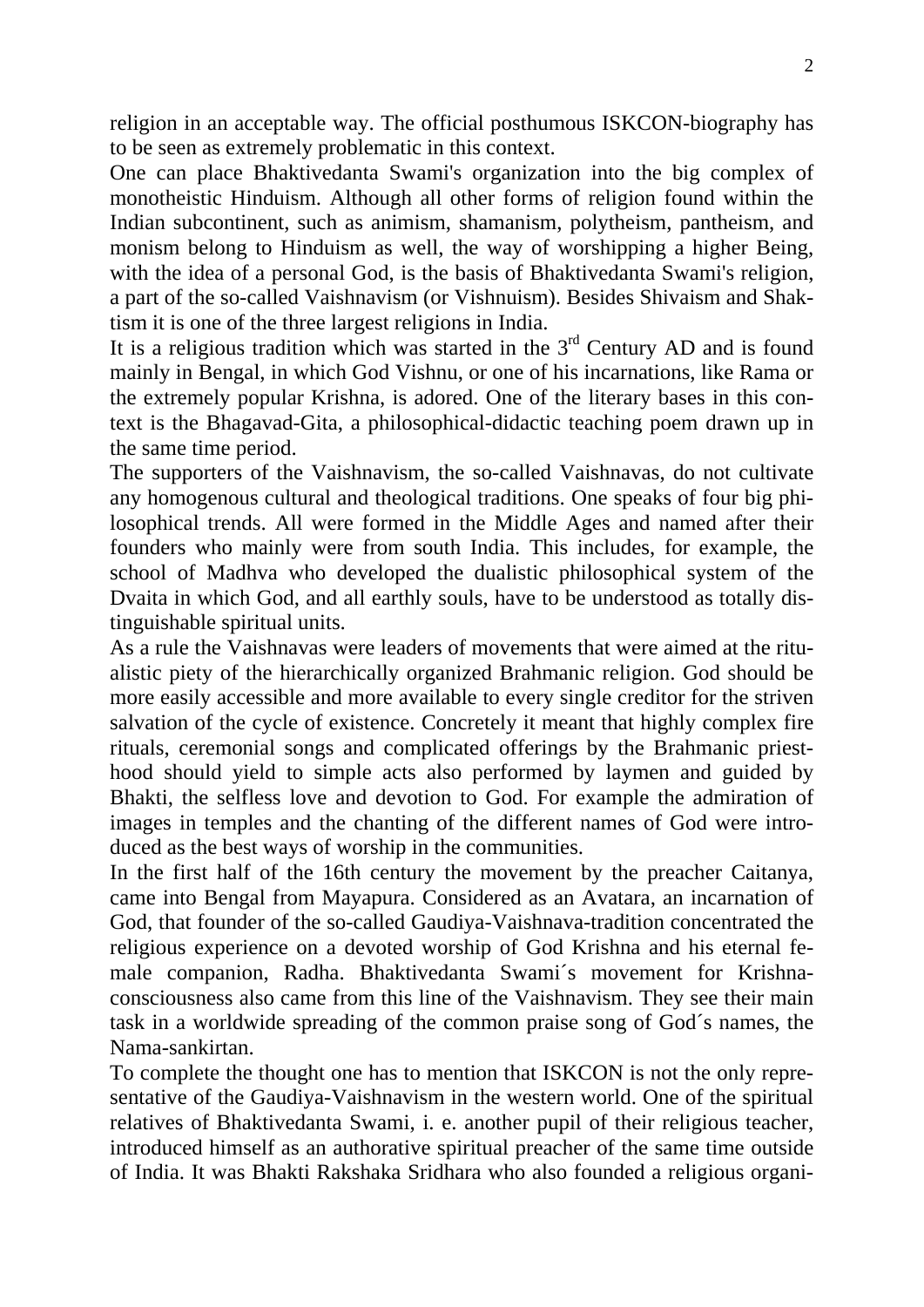religion in an acceptable way. The official posthumous ISKCON-biography has to be seen as extremely problematic in this context.

One can place Bhaktivedanta Swami's organization into the big complex of monotheistic Hinduism. Although all other forms of religion found within the Indian subcontinent, such as animism, shamanism, polytheism, pantheism, and monism belong to Hinduism as well, the way of worshipping a higher Being, with the idea of a personal God, is the basis of Bhaktivedanta Swami's religion, a part of the so-called Vaishnavism (or Vishnuism). Besides Shivaism and Shaktism it is one of the three largest religions in India.

It is a religious tradition which was started in the 3rd Century AD and is found mainly in Bengal, in which God Vishnu, or one of his incarnations, like Rama or the extremely popular Krishna, is adored. One of the literary bases in this context is the Bhagavad-Gita, a philosophical-didactic teaching poem drawn up in the same time period.

The supporters of the Vaishnavism, the so-called Vaishnavas, do not cultivate any homogenous cultural and theological traditions. One speaks of four big philosophical trends. All were formed in the Middle Ages and named after their founders who mainly were from south India. This includes, for example, the school of Madhva who developed the dualistic philosophical system of the Dvaita in which God, and all earthly souls, have to be understood as totally distinguishable spiritual units.

As a rule the Vaishnavas were leaders of movements that were aimed at the ritualistic piety of the hierarchically organized Brahmanic religion. God should be more easily accessible and more available to every single creditor for the striven salvation of the cycle of existence. Concretely it meant that highly complex fire rituals, ceremonial songs and complicated offerings by the Brahmanic priesthood should yield to simple acts also performed by laymen and guided by Bhakti, the selfless love and devotion to God. For example the admiration of images in temples and the chanting of the different names of God were introduced as the best ways of worship in the communities.

In the first half of the 16th century the movement by the preacher Caitanya, came into Bengal from Mayapura. Considered as an Avatara, an incarnation of God, that founder of the so-called Gaudiya-Vaishnava-tradition concentrated the religious experience on a devoted worship of God Krishna and his eternal female companion, Radha. Bhaktivedanta Swami´s movement for Krishna-consciousness also came from this line of the Vaishnavism. They see their main task in a worldwide spreading of the common praise song of God´s names, the Nama-sankirtan.

To complete the thought one has to mention that ISKCON is not the only representative of the Gaudiya-Vaishnavism in the western world. One of the spiritual relatives of Bhaktivedanta Swami, i. e. another pupil of their religious teacher, introduced himself as an authorative spiritual preacher of the same time outside of India. It was Bhakti Rakshaka Sridhara who also founded a religious organi-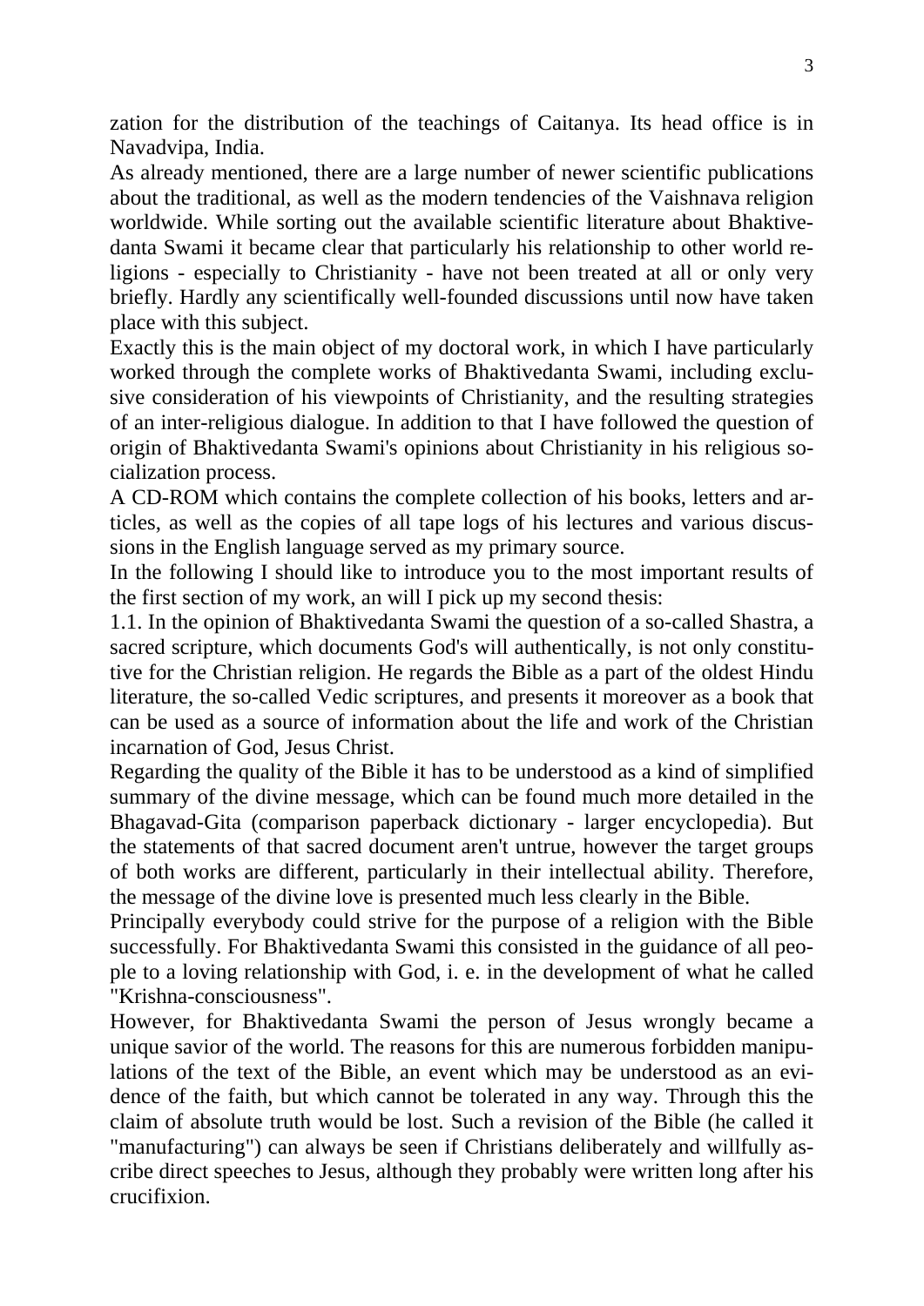zation for the distribution of the teachings of Caitanya. Its head office is in Navadvipa, India.

As already mentioned, there are a large number of newer scientific publications about the traditional, as well as the modern tendencies of the Vaishnava religion worldwide. While sorting out the available scientific literature about Bhaktivedanta Swami it became clear that particularly his relationship to other world religions - especially to Christianity - have not been treated at all or only very briefly. Hardly any scientifically well-founded discussions until now have taken place with this subject.

Exactly this is the main object of my doctoral work, in which I have particularly worked through the complete works of Bhaktivedanta Swami, including exclusive consideration of his viewpoints of Christianity, and the resulting strategies of an inter-religious dialogue. In addition to that I have followed the question of origin of Bhaktivedanta Swami's opinions about Christianity in his religious socialization process.

A CD-ROM which contains the complete collection of his books, letters and articles, as well as the copies of all tape logs of his lectures and various discussions in the English language served as my primary source.

In the following I should like to introduce you to the most important results of the first section of my work, an will I pick up my second thesis:

1.1. In the opinion of Bhaktivedanta Swami the question of a so-called Shastra, a sacred scripture, which documents God's will authentically, is not only constitutive for the Christian religion. He regards the Bible as a part of the oldest Hindu literature, the so-called Vedic scriptures, and presents it moreover as a book that can be used as a source of information about the life and work of the Christian incarnation of God, Jesus Christ.

Regarding the quality of the Bible it has to be understood as a kind of simplified summary of the divine message, which can be found much more detailed in the Bhagavad-Gita (comparison paperback dictionary - larger encyclopedia). But the statements of that sacred document aren't untrue, however the target groups of both works are different, particularly in their intellectual ability. Therefore, the message of the divine love is presented much less clearly in the Bible.

Principally everybody could strive for the purpose of a religion with the Bible successfully. For Bhaktivedanta Swami this consisted in the guidance of all people to a loving relationship with God, i. e. in the development of what he called "Krishna-consciousness".

However, for Bhaktivedanta Swami the person of Jesus wrongly became a unique savior of the world. The reasons for this are numerous forbidden manipulations of the text of the Bible, an event which may be understood as an evidence of the faith, but which cannot be tolerated in any way. Through this the claim of absolute truth would be lost. Such a revision of the Bible (he called it "manufacturing") can always be seen if Christians deliberately and willfully ascribe direct speeches to Jesus, although they probably were written long after his crucifixion.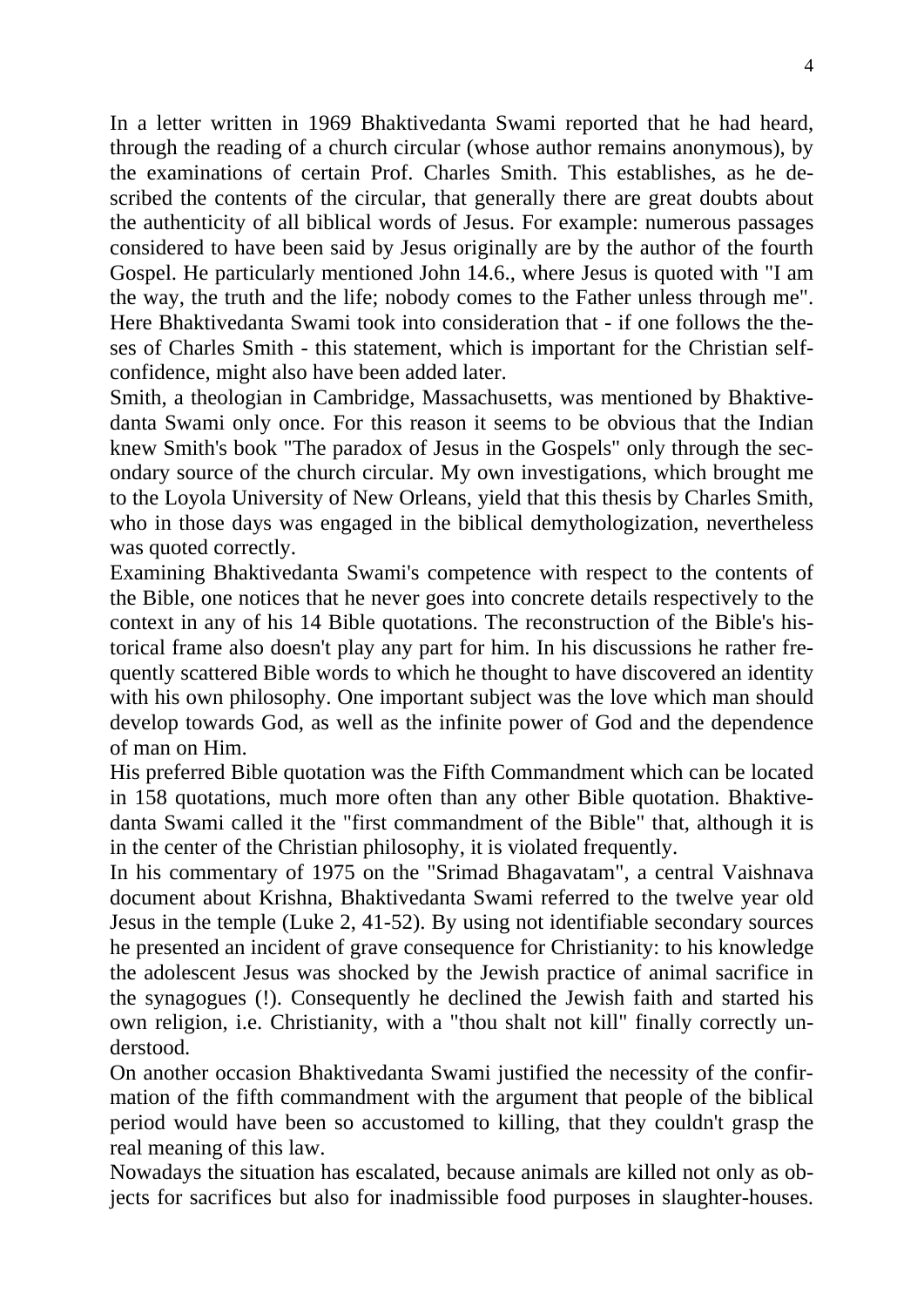In a letter written in 1969 Bhaktivedanta Swami reported that he had heard, through the reading of a church circular (whose author remains anonymous), by the examinations of certain Prof. Charles Smith. This establishes, as he described the contents of the circular, that generally there are great doubts about the authenticity of all biblical words of Jesus. For example: numerous passages considered to have been said by Jesus originally are by the author of the fourth Gospel. He particularly mentioned John 14.6., where Jesus is quoted with "I am the way, the truth and the life; nobody comes to the Father unless through me". Here Bhaktivedanta Swami took into consideration that - if one follows the theses of Charles Smith - this statement, which is important for the Christian self-confidence, might also have been added later.

Smith, a theologian in Cambridge, Massachusetts, was mentioned by Bhaktivedanta Swami only once. For this reason it seems to be obvious that the Indian knew Smith's book "The paradox of Jesus in the Gospels" only through the secondary source of the church circular. My own investigations, which brought me to the Loyola University of New Orleans, yield that this thesis by Charles Smith, who in those days was engaged in the biblical demythologization, nevertheless was quoted correctly.

Examining Bhaktivedanta Swami's competence with respect to the contents of the Bible, one notices that he never goes into concrete details respectively to the context in any of his 14 Bible quotations. The reconstruction of the Bible's historical frame also doesn't play any part for him. In his discussions he rather frequently scattered Bible words to which he thought to have discovered an identity with his own philosophy. One important subject was the love which man should develop towards God, as well as the infinite power of God and the dependence of man on Him.

His preferred Bible quotation was the Fifth Commandment which can be located in 158 quotations, much more often than any other Bible quotation. Bhaktivedanta Swami called it the "first commandment of the Bible" that, although it is in the center of the Christian philosophy, it is violated frequently.

In his commentary of 1975 on the "Srimad Bhagavatam", a central Vaishnava document about Krishna, Bhaktivedanta Swami referred to the twelve year old Jesus in the temple (Luke 2, 41-52). By using not identifiable secondary sources he presented an incident of grave consequence for Christianity: to his knowledge the adolescent Jesus was shocked by the Jewish practice of animal sacrifice in the synagogues (!). Consequently he declined the Jewish faith and started his own religion, i.e. Christianity, with a "thou shalt not kill" finally correctly understood.

On another occasion Bhaktivedanta Swami justified the necessity of the confirmation of the fifth commandment with the argument that people of the biblical period would have been so accustomed to killing, that they couldn't grasp the real meaning of this law.

Nowadays the situation has escalated, because animals are killed not only as objects for sacrifices but also for inadmissible food purposes in slaughter-houses.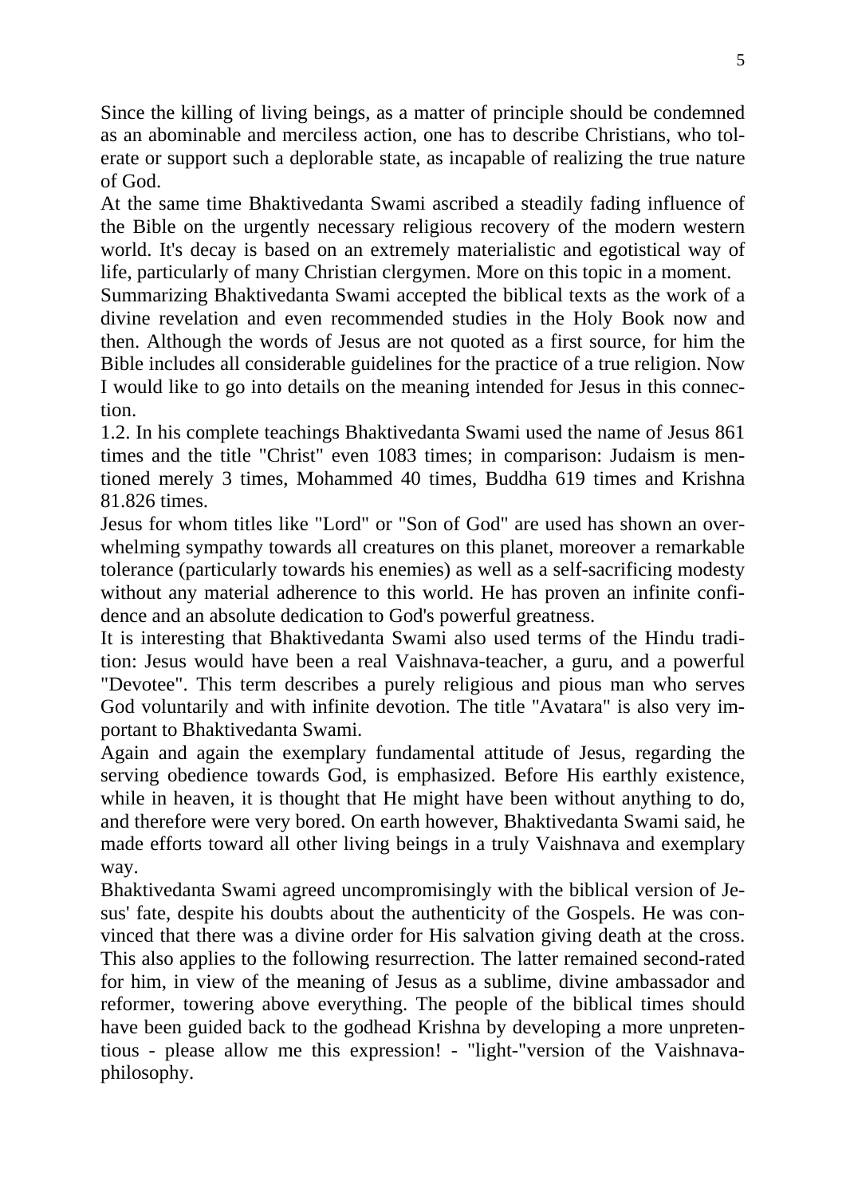Since the killing of living beings, as a matter of principle should be condemned as an abominable and merciless action, one has to describe Christians, who tolerate or support such a deplorable state, as incapable of realizing the true nature of God.

At the same time Bhaktivedanta Swami ascribed a steadily fading influence of the Bible on the urgently necessary religious recovery of the modern western world. It's decay is based on an extremely materialistic and egotistical way of life, particularly of many Christian clergymen. More on this topic in a moment.

Summarizing Bhaktivedanta Swami accepted the biblical texts as the work of a divine revelation and even recommended studies in the Holy Book now and then. Although the words of Jesus are not quoted as a first source, for him the Bible includes all considerable guidelines for the practice of a true religion. Now I would like to go into details on the meaning intended for Jesus in this connection.

1.2. In his complete teachings Bhaktivedanta Swami used the name of Jesus 861 times and the title "Christ" even 1083 times; in comparison: Judaism is mentioned merely 3 times, Mohammed 40 times, Buddha 619 times and Krishna 81.826 times.

Jesus for whom titles like "Lord" or "Son of God" are used has shown an overwhelming sympathy towards all creatures on this planet, moreover a remarkable tolerance (particularly towards his enemies) as well as a self-sacrificing modesty without any material adherence to this world. He has proven an infinite confidence and an absolute dedication to God's powerful greatness.

It is interesting that Bhaktivedanta Swami also used terms of the Hindu tradition: Jesus would have been a real Vaishnava-teacher, a guru, and a powerful "Devotee". This term describes a purely religious and pious man who serves God voluntarily and with infinite devotion. The title "Avatara" is also very important to Bhaktivedanta Swami.

Again and again the exemplary fundamental attitude of Jesus, regarding the serving obedience towards God, is emphasized. Before His earthly existence, while in heaven, it is thought that He might have been without anything to do, and therefore were very bored. On earth however, Bhaktivedanta Swami said, he made efforts toward all other living beings in a truly Vaishnava and exemplary way.

Bhaktivedanta Swami agreed uncompromisingly with the biblical version of Jesus' fate, despite his doubts about the authenticity of the Gospels. He was convinced that there was a divine order for His salvation giving death at the cross. This also applies to the following resurrection. The latter remained second-rated for him, in view of the meaning of Jesus as a sublime, divine ambassador and reformer, towering above everything. The people of the biblical times should have been guided back to the godhead Krishna by developing a more unpretentious - please allow me this expression! - "light-"version of the Vaishnava-philosophy.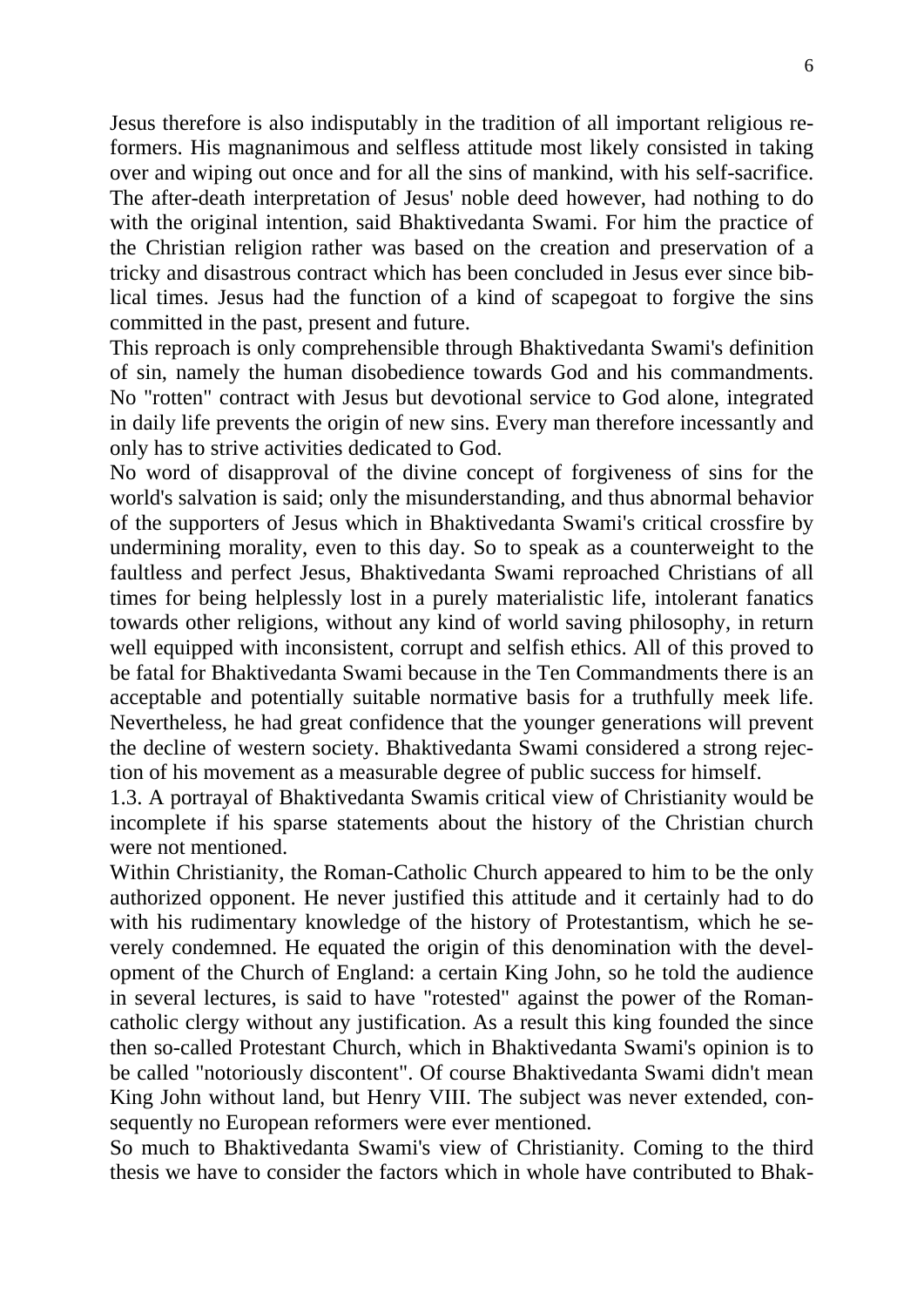Jesus therefore is also indisputably in the tradition of all important religious reformers. His magnanimous and selfless attitude most likely consisted in taking over and wiping out once and for all the sins of mankind, with his self-sacrifice. The after-death interpretation of Jesus' noble deed however, had nothing to do with the original intention, said Bhaktivedanta Swami. For him the practice of the Christian religion rather was based on the creation and preservation of a tricky and disastrous contract which has been concluded in Jesus ever since biblical times. Jesus had the function of a kind of scapegoat to forgive the sins committed in the past, present and future.

This reproach is only comprehensible through Bhaktivedanta Swami's definition of sin, namely the human disobedience towards God and his commandments. No "rotten" contract with Jesus but devotional service to God alone, integrated in daily life prevents the origin of new sins. Every man therefore incessantly and only has to strive activities dedicated to God.

No word of disapproval of the divine concept of forgiveness of sins for the world's salvation is said; only the misunderstanding, and thus abnormal behavior of the supporters of Jesus which in Bhaktivedanta Swami's critical crossfire by undermining morality, even to this day. So to speak as a counterweight to the faultless and perfect Jesus, Bhaktivedanta Swami reproached Christians of all times for being helplessly lost in a purely materialistic life, intolerant fanatics towards other religions, without any kind of world saving philosophy, in return well equipped with inconsistent, corrupt and selfish ethics. All of this proved to be fatal for Bhaktivedanta Swami because in the Ten Commandments there is an acceptable and potentially suitable normative basis for a truthfully meek life. Nevertheless, he had great confidence that the younger generations will prevent the decline of western society. Bhaktivedanta Swami considered a strong rejection of his movement as a measurable degree of public success for himself.

1.3. A portrayal of Bhaktivedanta Swamis critical view of Christianity would be incomplete if his sparse statements about the history of the Christian church were not mentioned.

Within Christianity, the Roman-Catholic Church appeared to him to be the only authorized opponent. He never justified this attitude and it certainly had to do with his rudimentary knowledge of the history of Protestantism, which he severely condemned. He equated the origin of this denomination with the development of the Church of England: a certain King John, so he told the audience in several lectures, is said to have "rotested" against the power of the Roman-catholic clergy without any justification. As a result this king founded the since then so-called Protestant Church, which in Bhaktivedanta Swami's opinion is to be called "notoriously discontent". Of course Bhaktivedanta Swami didn't mean King John without land, but Henry VIII. The subject was never extended, consequently no European reformers were ever mentioned.

So much to Bhaktivedanta Swami's view of Christianity. Coming to the third thesis we have to consider the factors which in whole have contributed to Bhak-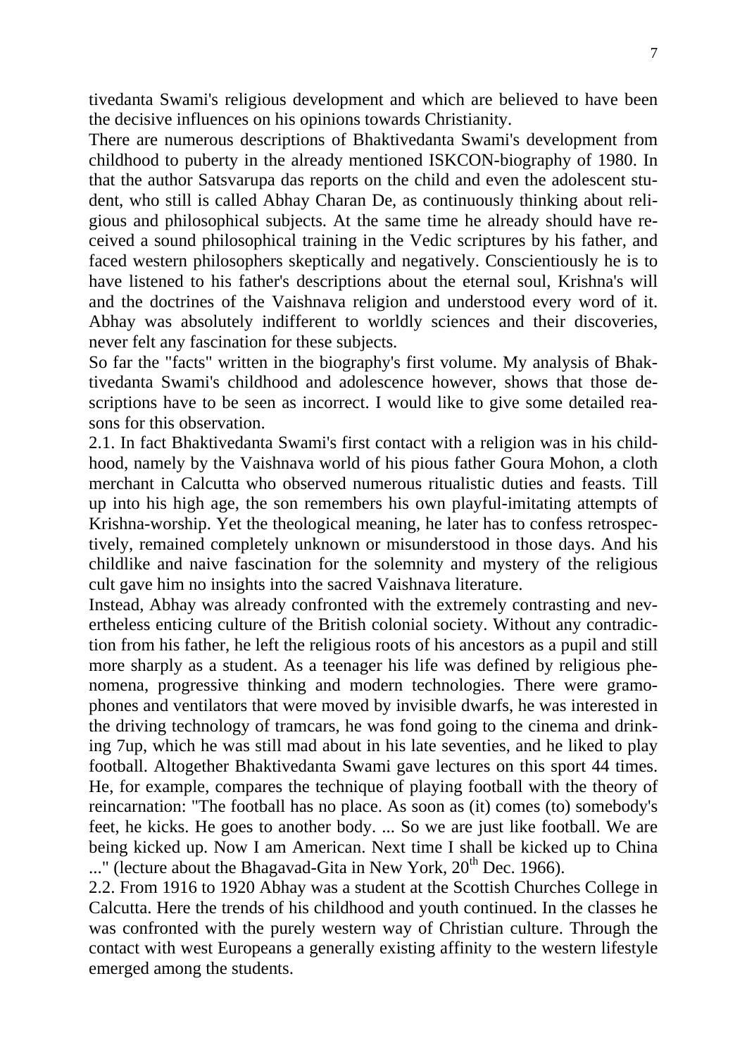tivedanta Swami's religious development and which are believed to have been the decisive influences on his opinions towards Christianity.

There are numerous descriptions of Bhaktivedanta Swami's development from childhood to puberty in the already mentioned ISKCON-biography of 1980. In that the author Satsvarupa das reports on the child and even the adolescent student, who still is called Abhay Charan De, as continuously thinking about religious and philosophical subjects. At the same time he already should have received a sound philosophical training in the Vedic scriptures by his father, and faced western philosophers skeptically and negatively. Conscientiously he is to have listened to his father's descriptions about the eternal soul, Krishna's will and the doctrines of the Vaishnava religion and understood every word of it. Abhay was absolutely indifferent to worldly sciences and their discoveries, never felt any fascination for these subjects.

So far the "facts" written in the biography's first volume. My analysis of Bhaktivedanta Swami's childhood and adolescence however, shows that those descriptions have to be seen as incorrect. I would like to give some detailed reasons for this observation.

2.1. In fact Bhaktivedanta Swami's first contact with a religion was in his childhood, namely by the Vaishnava world of his pious father Goura Mohon, a cloth merchant in Calcutta who observed numerous ritualistic duties and feasts. Till up into his high age, the son remembers his own playful-imitating attempts of Krishna-worship. Yet the theological meaning, he later has to confess retrospectively, remained completely unknown or misunderstood in those days. And his childlike and naive fascination for the solemnity and mystery of the religious cult gave him no insights into the sacred Vaishnava literature.

Instead, Abhay was already confronted with the extremely contrasting and nevertheless enticing culture of the British colonial society. Without any contradiction from his father, he left the religious roots of his ancestors as a pupil and still more sharply as a student. As a teenager his life was defined by religious phenomena, progressive thinking and modern technologies. There were gramophones and ventilators that were moved by invisible dwarfs, he was interested in the driving technology of tramcars, he was fond going to the cinema and drinking 7up, which he was still mad about in his late seventies, and he liked to play football. Altogether Bhaktivedanta Swami gave lectures on this sport 44 times. He, for example, compares the technique of playing football with the theory of reincarnation: "The football has no place. As soon as (it) comes (to) somebody's feet, he kicks. He goes to another body. ... So we are just like football. We are being kicked up. Now I am American. Next time I shall be kicked up to China ..." (lecture about the Bhagavad-Gita in New York, 20th Dec. 1966).

2.2. From 1916 to 1920 Abhay was a student at the Scottish Churches College in Calcutta. Here the trends of his childhood and youth continued. In the classes he was confronted with the purely western way of Christian culture. Through the contact with west Europeans a generally existing affinity to the western lifestyle emerged among the students.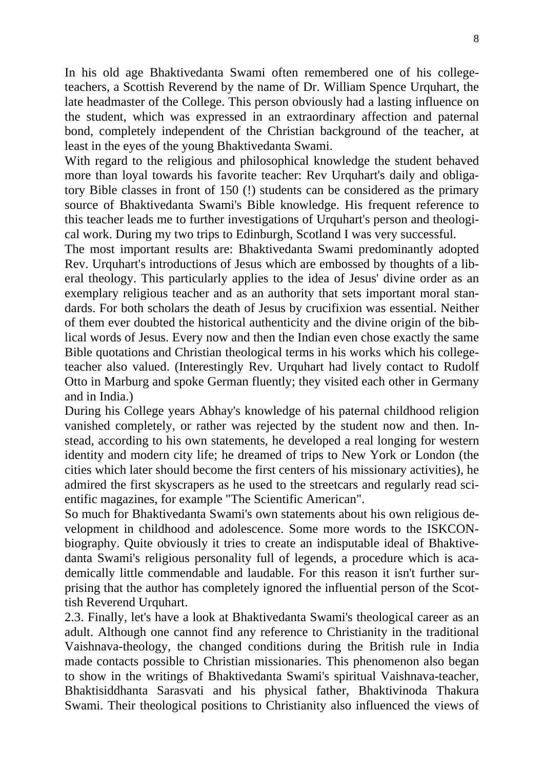In his old age Bhaktivedanta Swami often remembered one of his college-teachers, a Scottish Reverend by the name of Dr. William Spence Urquhart, the late headmaster of the College. This person obviously had a lasting influence on the student, which was expressed in an extraordinary affection and paternal bond, completely independent of the Christian background of the teacher, at least in the eyes of the young Bhaktivedanta Swami.

With regard to the religious and philosophical knowledge the student behaved more than loyal towards his favorite teacher: Rev Urquhart's daily and obligatory Bible classes in front of 150 (!) students can be considered as the primary source of Bhaktivedanta Swami's Bible knowledge. His frequent reference to this teacher leads me to further investigations of Urquhart's person and theological work. During my two trips to Edinburgh, Scotland I was very successful.

The most important results are: Bhaktivedanta Swami predominantly adopted Rev. Urquhart's introductions of Jesus which are embossed by thoughts of a liberal theology. This particularly applies to the idea of Jesus' divine order as an exemplary religious teacher and as an authority that sets important moral standards. For both scholars the death of Jesus by crucifixion was essential. Neither of them ever doubted the historical authenticity and the divine origin of the biblical words of Jesus. Every now and then the Indian even chose exactly the same Bible quotations and Christian theological terms in his works which his college-teacher also valued. (Interestingly Rev. Urquhart had lively contact to Rudolf Otto in Marburg and spoke German fluently; they visited each other in Germany and in India.)

During his College years Abhay's knowledge of his paternal childhood religion vanished completely, or rather was rejected by the student now and then. Instead, according to his own statements, he developed a real longing for western identity and modern city life; he dreamed of trips to New York or London (the cities which later should become the first centers of his missionary activities), he admired the first skyscrapers as he used to the streetcars and regularly read scientific magazines, for example "The Scientific American".

So much for Bhaktivedanta Swami's own statements about his own religious development in childhood and adolescence. Some more words to the ISKCON-biography. Quite obviously it tries to create an indisputable ideal of Bhaktivedanta Swami's religious personality full of legends, a procedure which is academically little commendable and laudable. For this reason it isn't further surprising that the author has completely ignored the influential person of the Scottish Reverend Urquhart.

2.3. Finally, let's have a look at Bhaktivedanta Swami's theological career as an adult. Although one cannot find any reference to Christianity in the traditional Vaishnava-theology, the changed conditions during the British rule in India made contacts possible to Christian missionaries. This phenomenon also began to show in the writings of Bhaktivedanta Swami's spiritual Vaishnava-teacher, Bhaktisiddhanta Sarasvati and his physical father, Bhaktivinoda Thakura Swami. Their theological positions to Christianity also influenced the views of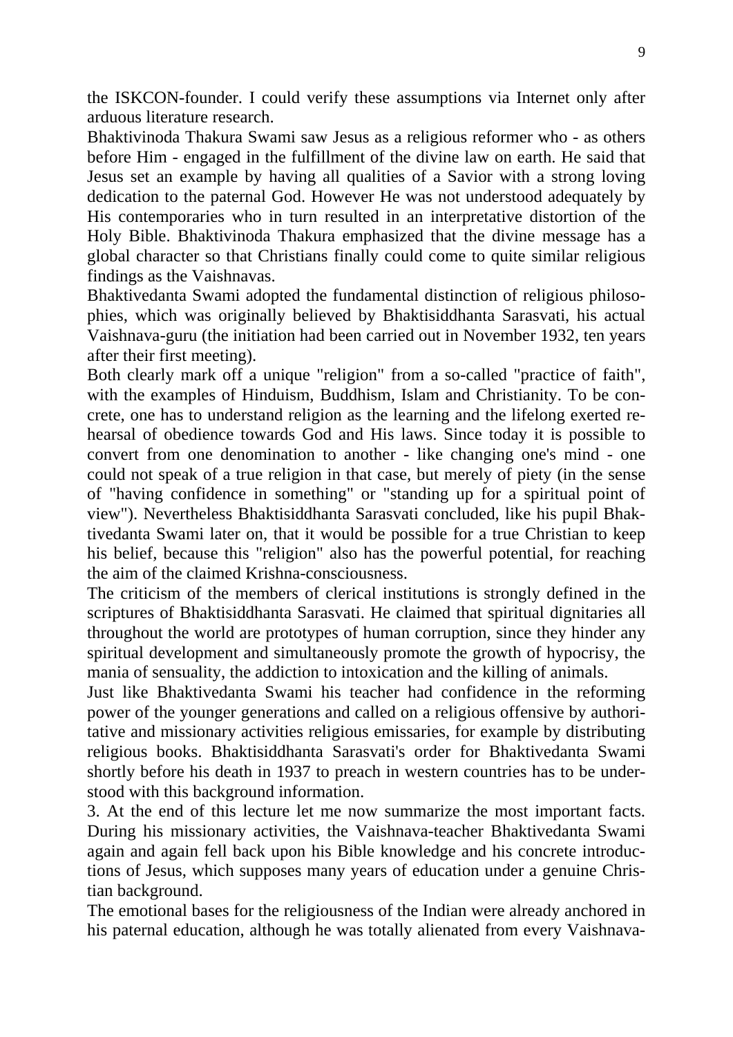the ISKCON-founder. I could verify these assumptions via Internet only after arduous literature research.

Bhaktivinoda Thakura Swami saw Jesus as a religious reformer who - as others before Him - engaged in the fulfillment of the divine law on earth. He said that Jesus set an example by having all qualities of a Savior with a strong loving dedication to the paternal God. However He was not understood adequately by His contemporaries who in turn resulted in an interpretative distortion of the Holy Bible. Bhaktivinoda Thakura emphasized that the divine message has a global character so that Christians finally could come to quite similar religious findings as the Vaishnavas.

Bhaktivedanta Swami adopted the fundamental distinction of religious philosophies, which was originally believed by Bhaktisiddhanta Sarasvati, his actual Vaishnava-guru (the initiation had been carried out in November 1932, ten years after their first meeting).

Both clearly mark off a unique "religion" from a so-called "practice of faith", with the examples of Hinduism, Buddhism, Islam and Christianity. To be concrete, one has to understand religion as the learning and the lifelong exerted rehearsal of obedience towards God and His laws. Since today it is possible to convert from one denomination to another - like changing one's mind - one could not speak of a true religion in that case, but merely of piety (in the sense of "having confidence in something" or "standing up for a spiritual point of view"). Nevertheless Bhaktisiddhanta Sarasvati concluded, like his pupil Bhaktivedanta Swami later on, that it would be possible for a true Christian to keep his belief, because this "religion" also has the powerful potential, for reaching the aim of the claimed Krishna-consciousness.

The criticism of the members of clerical institutions is strongly defined in the scriptures of Bhaktisiddhanta Sarasvati. He claimed that spiritual dignitaries all throughout the world are prototypes of human corruption, since they hinder any spiritual development and simultaneously promote the growth of hypocrisy, the mania of sensuality, the addiction to intoxication and the killing of animals.

Just like Bhaktivedanta Swami his teacher had confidence in the reforming power of the younger generations and called on a religious offensive by authoritative and missionary activities religious emissaries, for example by distributing religious books. Bhaktisiddhanta Sarasvati's order for Bhaktivedanta Swami shortly before his death in 1937 to preach in western countries has to be understood with this background information.

3. At the end of this lecture let me now summarize the most important facts. During his missionary activities, the Vaishnava-teacher Bhaktivedanta Swami again and again fell back upon his Bible knowledge and his concrete introductions of Jesus, which supposes many years of education under a genuine Christian background.

The emotional bases for the religiousness of the Indian were already anchored in his paternal education, although he was totally alienated from every Vaishnava-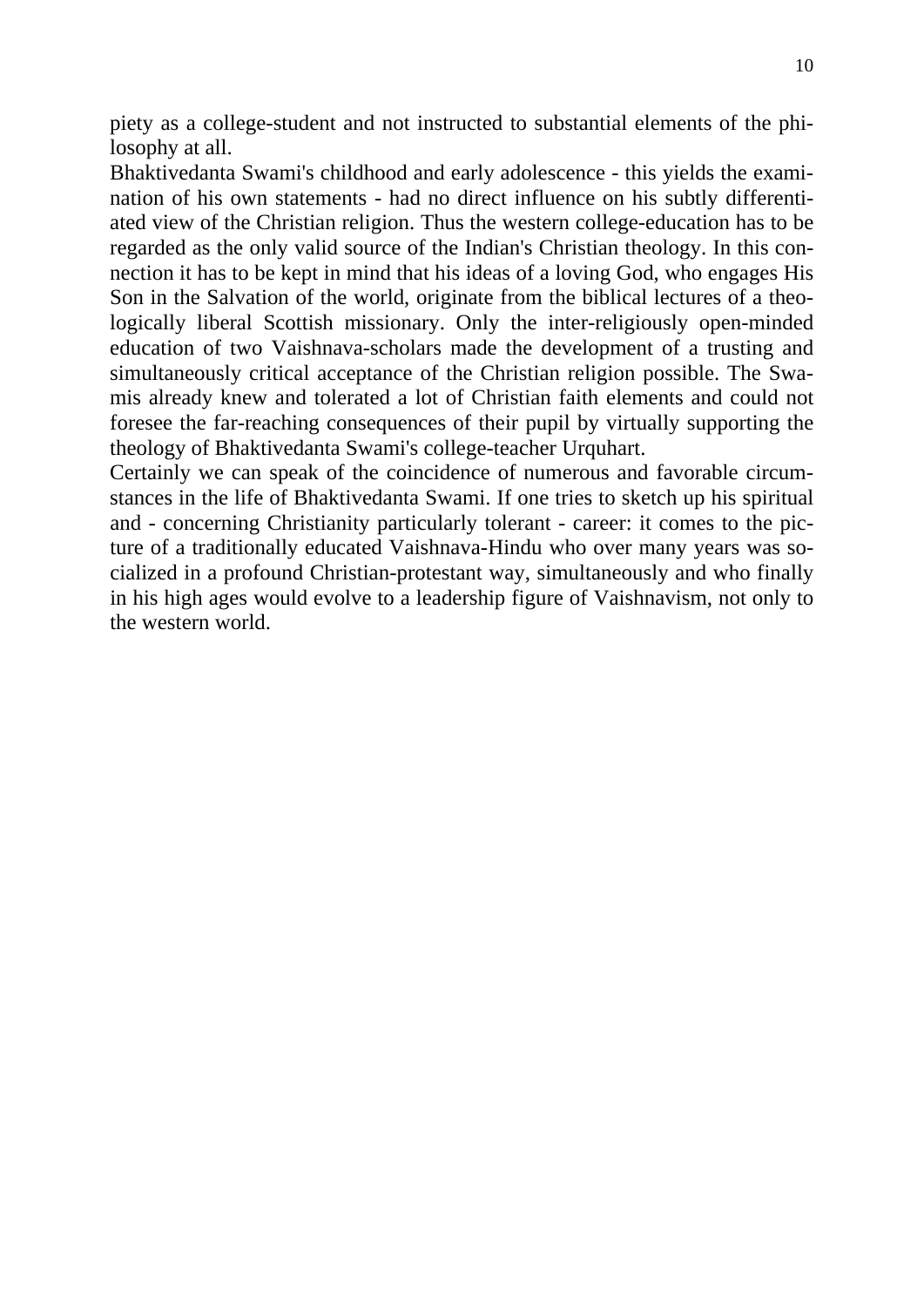piety as a college-student and not instructed to substantial elements of the philosophy at all.

Bhaktivedanta Swami's childhood and early adolescence - this yields the examination of his own statements - had no direct influence on his subtly differentiated view of the Christian religion. Thus the western college-education has to be regarded as the only valid source of the Indian's Christian theology. In this connection it has to be kept in mind that his ideas of a loving God, who engages His Son in the Salvation of the world, originate from the biblical lectures of a theologically liberal Scottish missionary. Only the inter-religiously open-minded education of two Vaishnava-scholars made the development of a trusting and simultaneously critical acceptance of the Christian religion possible. The Swamis already knew and tolerated a lot of Christian faith elements and could not foresee the far-reaching consequences of their pupil by virtually supporting the theology of Bhaktivedanta Swami's college-teacher Urquhart.

Certainly we can speak of the coincidence of numerous and favorable circumstances in the life of Bhaktivedanta Swami. If one tries to sketch up his spiritual and - concerning Christianity particularly tolerant - career: it comes to the picture of a traditionally educated Vaishnava-Hindu who over many years was socialized in a profound Christian-protestant way, simultaneously and who finally in his high ages would evolve to a leadership figure of Vaishnavism, not only to the western world.